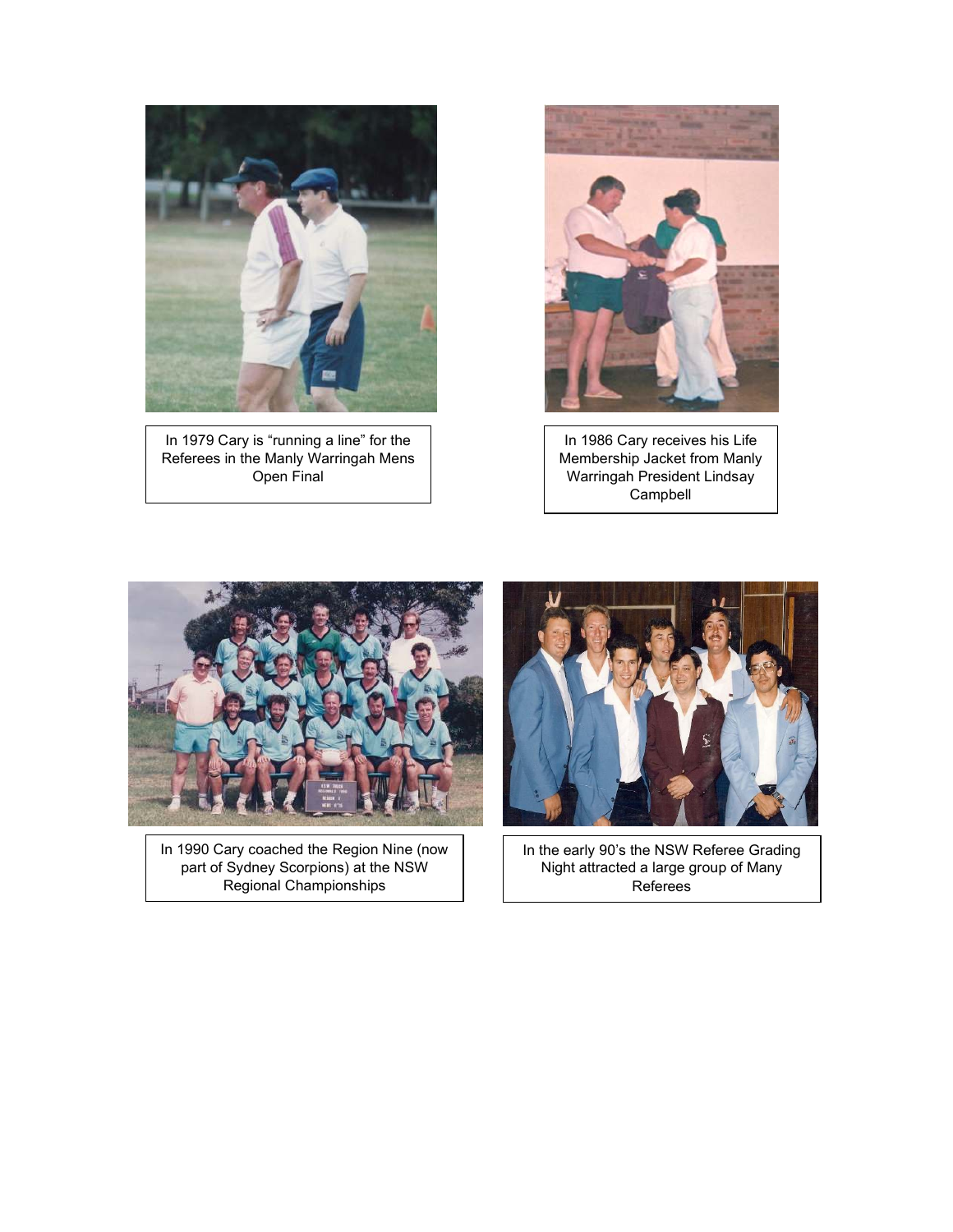In 1979 Cary is “running a line” for the Referees in the Manly Warringah Mens Open Final

In 1986 Cary receives his Life Membership Jacket from Manly Warringah President Lindsay Campbell

In 1990 Cary coached the Region Nine (now part of Sydney Scorpions) at the NSW Regional Championships

In the early 90’s the NSW Referee Grading Night attracted a large group of Many Referees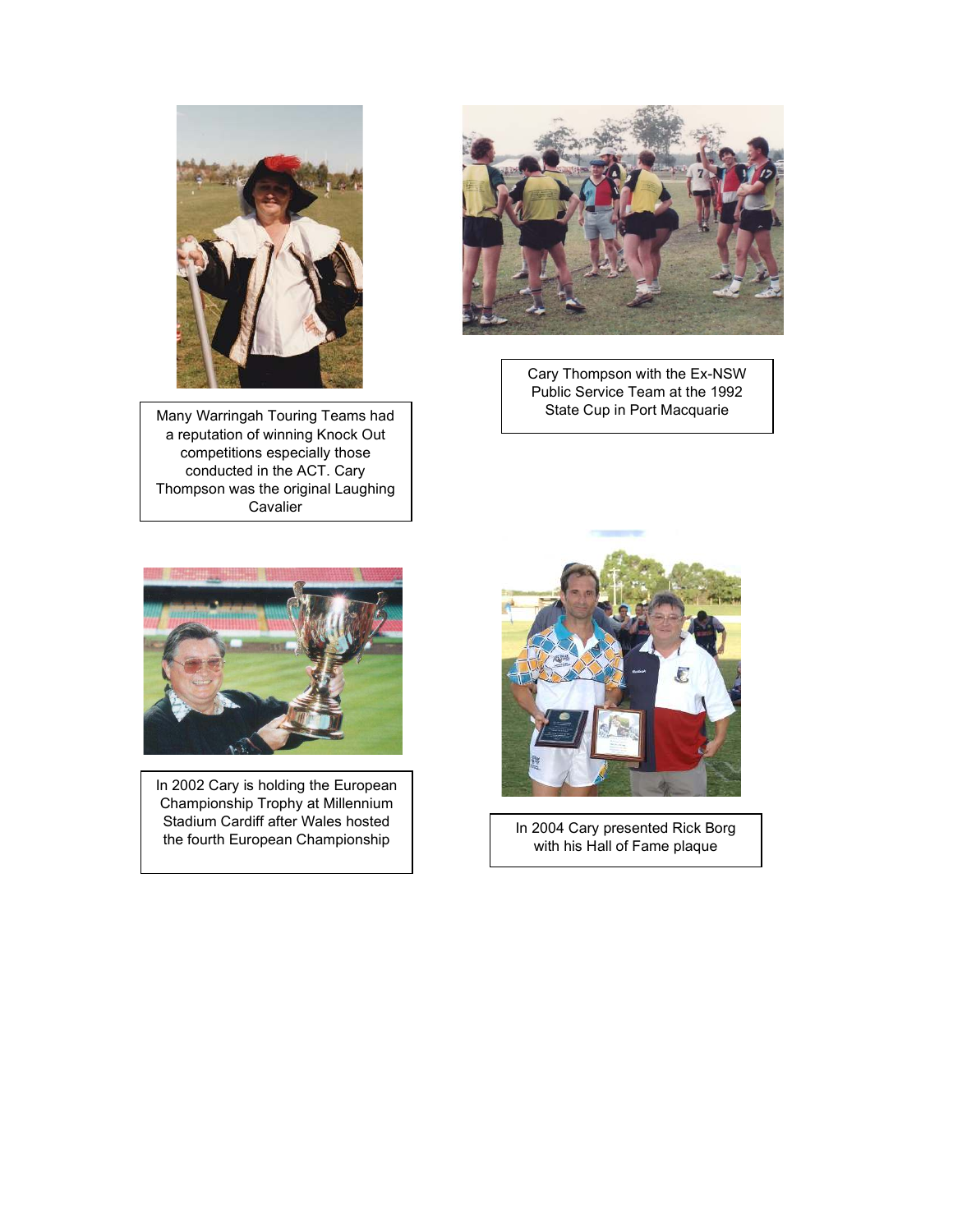Many Warringah Touring Teams had a reputation of winning Knock Out competitions especially those conducted in the ACT. Cary Thompson was the original Laughing Cavalier

Cary Thompson with the Ex-NSW Public Service Team at the 1992 State Cup in Port Macquarie

In 2002 Cary is holding the European Championship Trophy at Millennium Stadium Cardiff after Wales hosted the fourth European Championship

In 2004 Cary presented Rick Borg with his Hall of Fame plaque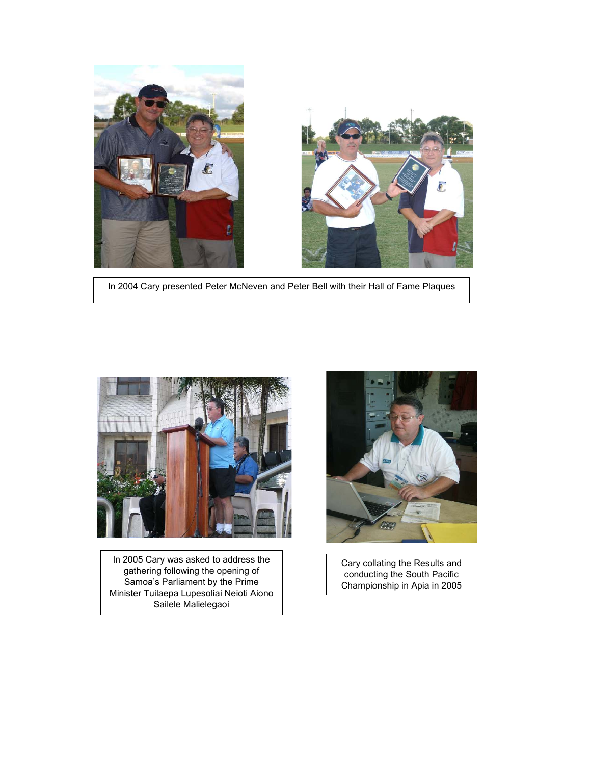In 2004 Cary presented Peter McNeven and Peter Bell with their Hall of Fame Plaques

In 2005 Cary was asked to address the gathering following the opening of Samoa's Parliament by the Prime Minister Tuilaepa Lupesoliai Neioti Aiono Sailele Malielegaoi

Cary collating the Results and conducting the South Pacific Championship in Apia in 2005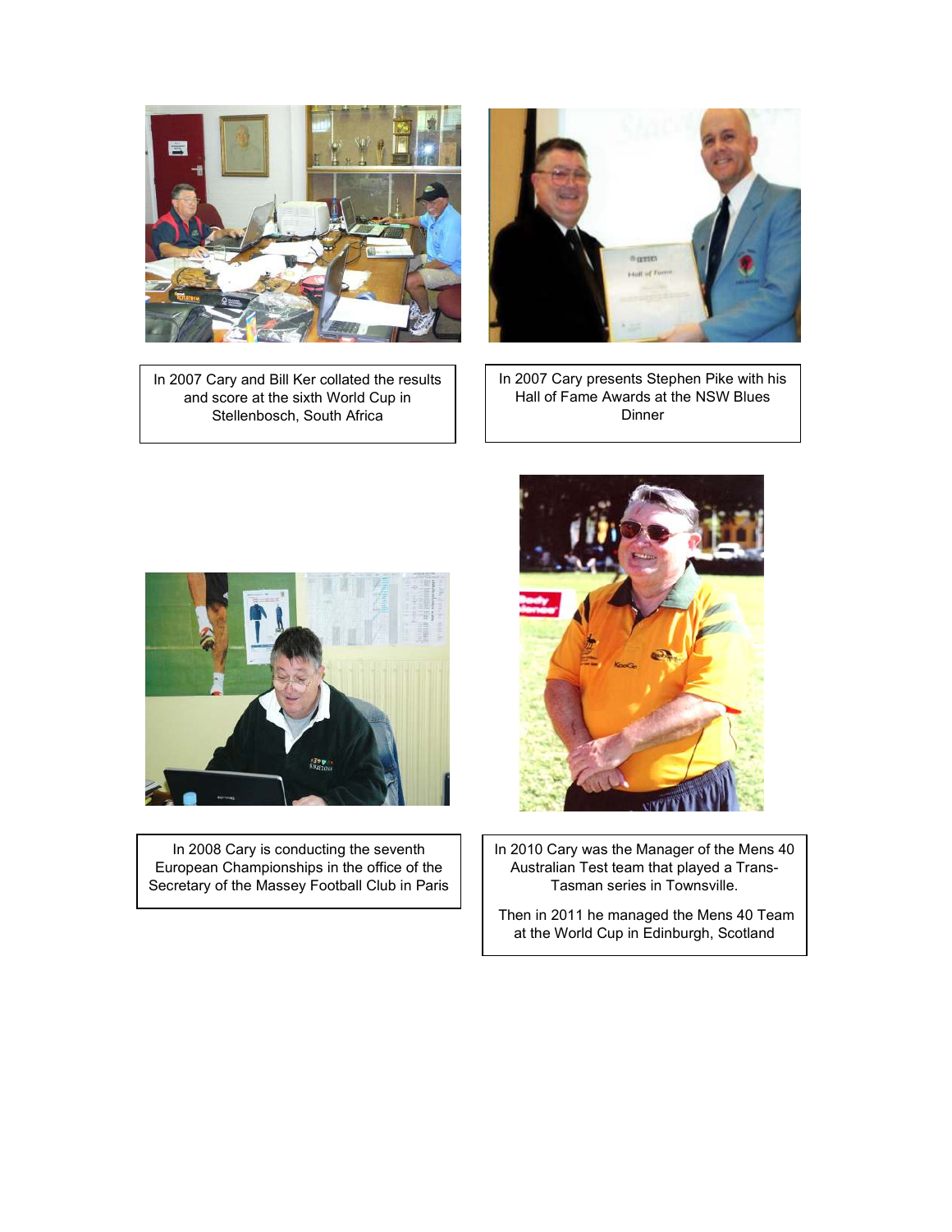In 2007 Cary and Bill Ker collated the results and score at the sixth World Cup in Stellenbosch, South Africa

In 2007 Cary presents Stephen Pike with his Hall of Fame Awards at the NSW Blues Dinner

In 2008 Cary is conducting the seventh European Championships in the office of the Secretary of the Massey Football Club in Paris

In 2010 Cary was the Manager of the Mens 40 Australian Test team that played a Trans-Tasman series in Townsville.

Then in 2011 he managed the Mens 40 Team at the World Cup in Edinburgh, Scotland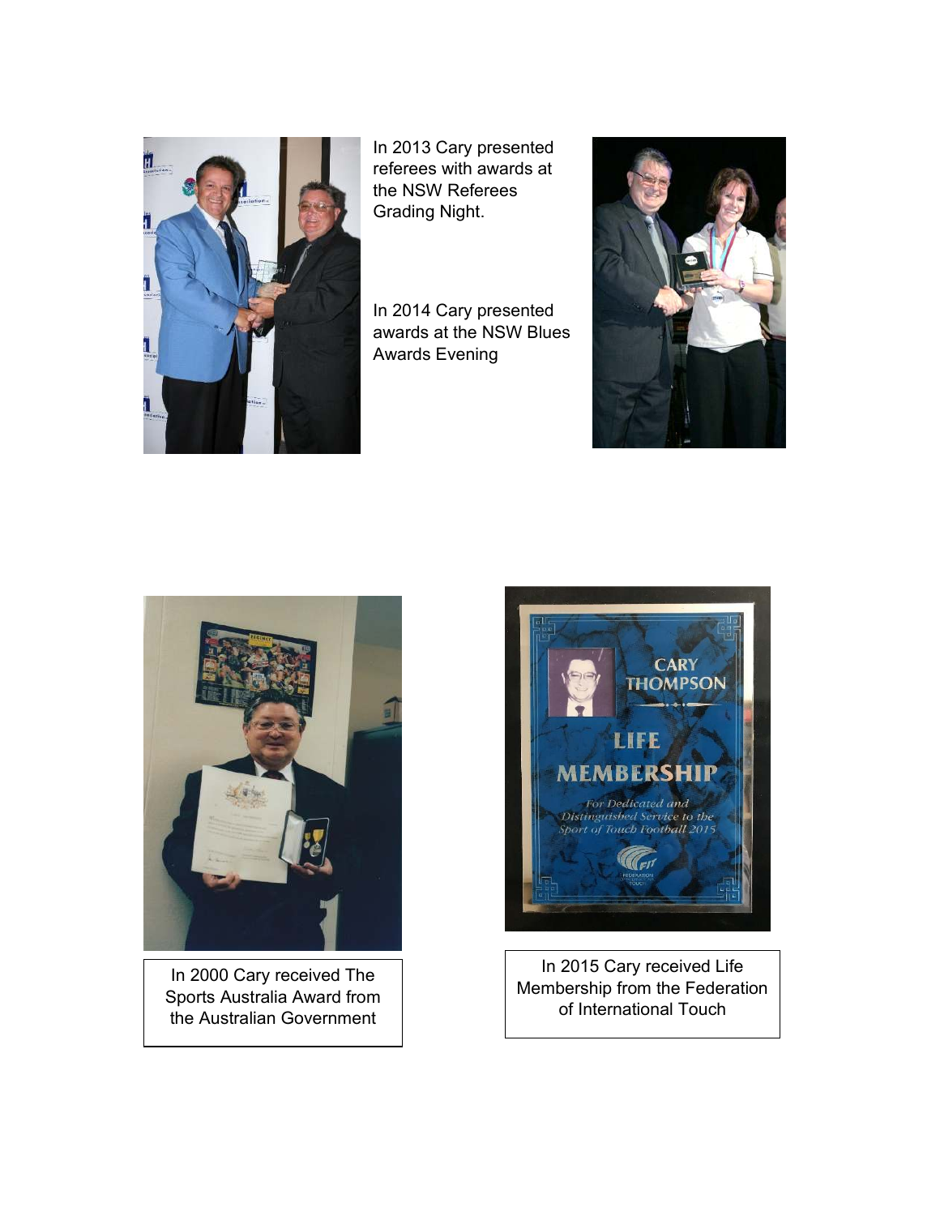In 2013 Cary presented referees with awards at the NSW Referees Grading Night.

In 2014 Cary presented awards at the NSW Blues Awards Evening

In 2000 Cary received The Sports Australia Award from the Australian Government

In 2015 Cary received Life Membership from the Federation of International Touch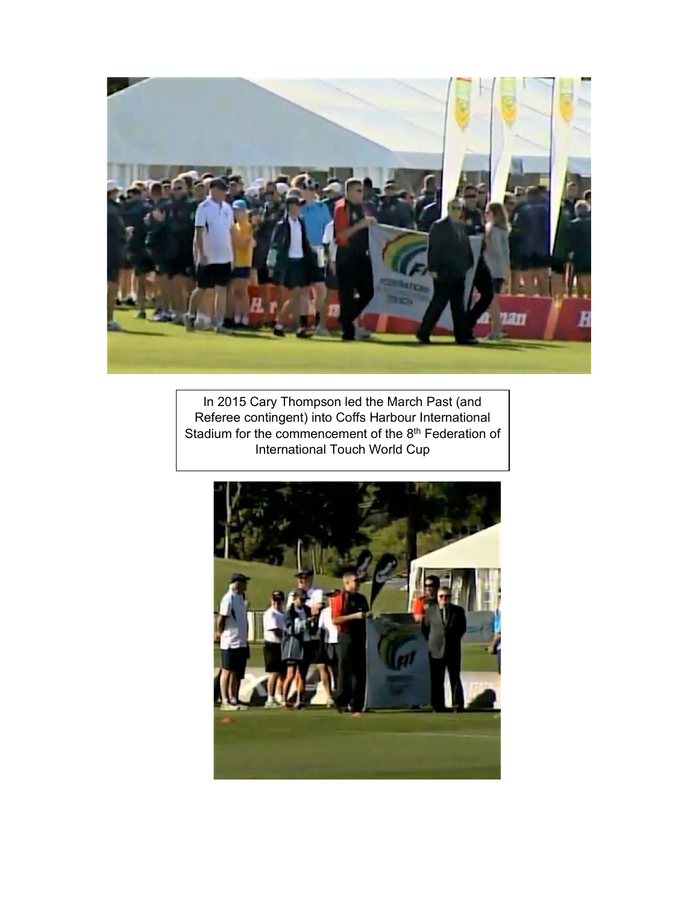In 2015 Cary Thompson led the March Past (and Referee contingent) into Coffs Harbour International Stadium for the commencement of the 8th Federation of International Touch World Cup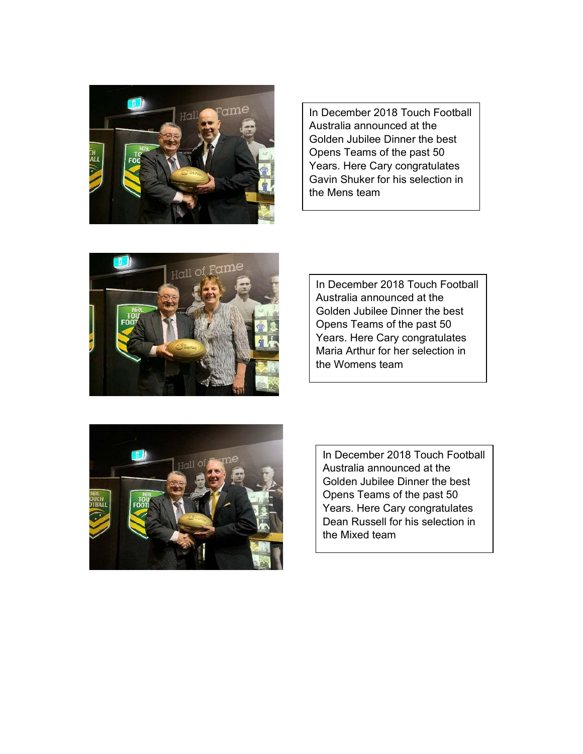In December 2018 Touch Football Australia announced at the Golden Jubilee Dinner the best Opens Teams of the past 50 Years. Here Cary congratulates Gavin Shuker for his selection in the Mens team

In December 2018 Touch Football Australia announced at the Golden Jubilee Dinner the best Opens Teams of the past 50 Years. Here Cary congratulates Maria Arthur for her selection in the Womens team

In December 2018 Touch Football Australia announced at the Golden Jubilee Dinner the best Opens Teams of the past 50 Years. Here Cary congratulates Dean Russell for his selection in the Mixed team